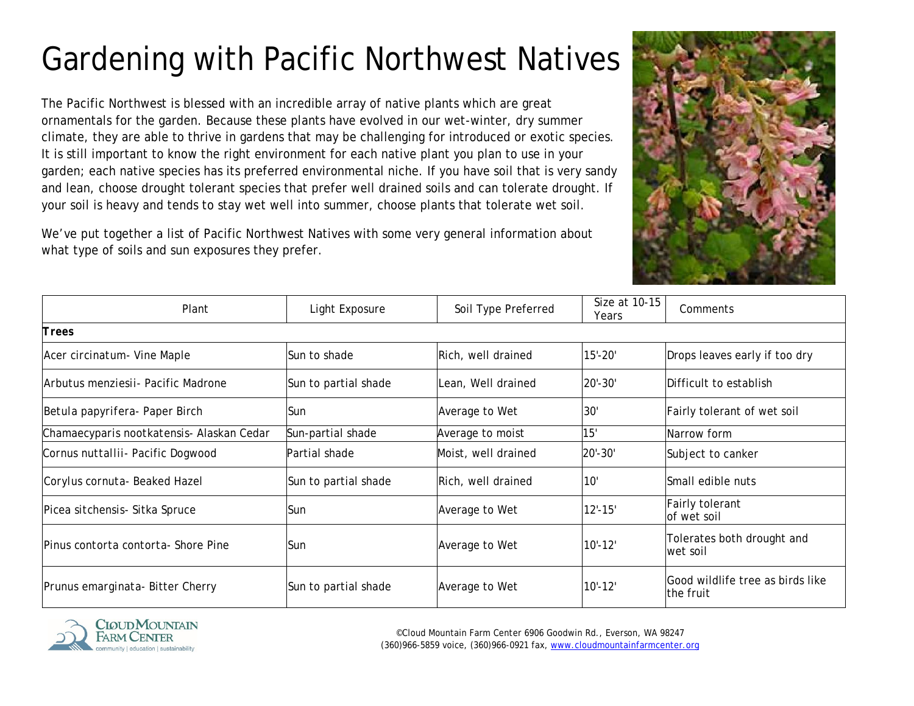# Gardening with Pacific Northwest Natives

The Pacific Northwest is blessed with an incredible array of native plants which are great ornamentals for the garden. Because these plants have evolved in our wet-winter, dry summer climate, they are able to thrive in gardens that may be challenging for introduced or exotic species. It is still important to know the right environment for each native plant you plan to use in your garden; each native species has its preferred environmental niche. If you have soil that is very sandy and lean, choose drought tolerant species that prefer well drained soils and can tolerate drought. If your soil is heavy and tends to stay wet well into summer, choose plants that tolerate wet soil.

We've put together a list of Pacific Northwest Natives with some very general information about what type of soils and sun exposures they prefer.

| Plant | Light Exposure | Soil Type Preferred | Size at 10-15 Years | Comments |
|---|---|---|---|---|
| **Trees** | | | | |
| Acer circinatum- Vine Maple | Sun to shade | Rich, well drained | 15'-20' | Drops leaves early if too dry |
| Arbutus menziesii- Pacific Madrone | Sun to partial shade | Lean, Well drained | 20'-30' | Difficult to establish |
| Betula papyrifera- Paper Birch | Sun | Average to Wet | 30' | Fairly tolerant of wet soil |
| Chamaecyparis nootkatensis- Alaskan Cedar | Sun-partial shade | Average to moist | 15' | Narrow form |
| Cornus nuttallii- Pacific Dogwood | Partial shade | Moist, well drained | 20'-30' | Subject to canker |
| Corylus cornuta- Beaked Hazel | Sun to partial shade | Rich, well drained | 10' | Small edible nuts |
| Picea sitchensis- Sitka Spruce | Sun | Average to Wet | 12'-15' | Fairly tolerant of wet soil |
| Pinus contorta contorta- Shore Pine | Sun | Average to Wet | 10'-12' | Tolerates both drought and wet soil |
| Prunus emarginata- Bitter Cherry | Sun to partial shade | Average to Wet | 10'-12' | Good wildlife tree as birds like the fruit |

Cloud Mountain Farm Center — community | education | sustainability

©Cloud Mountain Farm Center 6906 Goodwin Rd., Everson, WA 98247
(360)966-5859 voice, (360)966-0921 fax, www.cloudmountainfarmcenter.org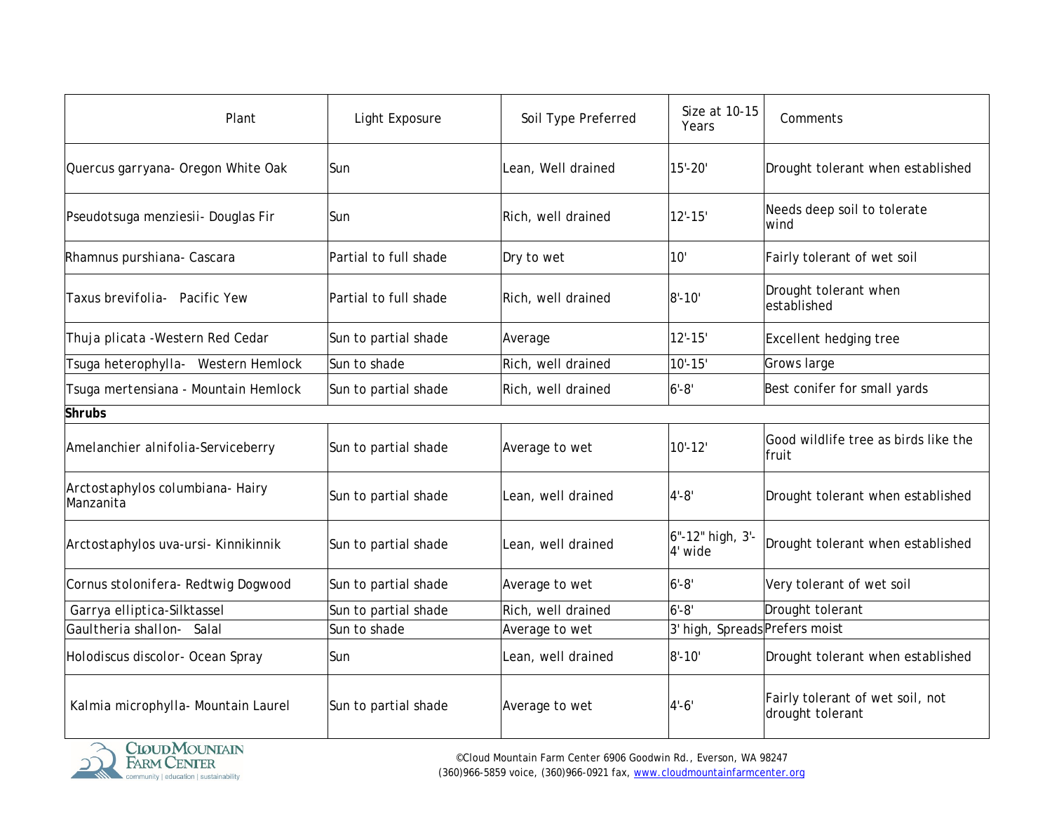| Plant | Light Exposure | Soil Type Preferred | Size at 10-15 Years | Comments |
|---|---|---|---|---|
| Quercus garryana- Oregon White Oak | Sun | Lean, Well drained | 15'-20' | Drought tolerant when established |
| Pseudotsuga menziesii- Douglas Fir | Sun | Rich, well drained | 12'-15' | Needs deep soil to tolerate wind |
| Rhamnus purshiana- Cascara | Partial to full shade | Dry to wet | 10' | Fairly tolerant of wet soil |
| Taxus brevifolia- Pacific Yew | Partial to full shade | Rich, well drained | 8'-10' | Drought tolerant when established |
| Thuja plicata -Western Red Cedar | Sun to partial shade | Average | 12'-15' | Excellent hedging tree |
| Tsuga heterophylla- Western Hemlock | Sun to shade | Rich, well drained | 10'-15' | Grows large |
| Tsuga mertensiana - Mountain Hemlock | Sun to partial shade | Rich, well drained | 6'-8' | Best conifer for small yards |
| **Shrubs** | | | | |
| Amelanchier alnifolia-Serviceberry | Sun to partial shade | Average to wet | 10'-12' | Good wildlife tree as birds like the fruit |
| Arctostaphylos columbiana- Hairy Manzanita | Sun to partial shade | Lean, well drained | 4'-8' | Drought tolerant when established |
| Arctostaphylos uva-ursi- Kinnikinnik | Sun to partial shade | Lean, well drained | 6"-12" high, 3'-4' wide | Drought tolerant when established |
| Cornus stolonifera- Redtwig Dogwood | Sun to partial shade | Average to wet | 6'-8' | Very tolerant of wet soil |
| Garrya elliptica-Silktassel | Sun to partial shade | Rich, well drained | 6'-8' | Drought tolerant |
| Gaultheria shallon- Salal | Sun to shade | Average to wet | 3' high, Spreads | Prefers moist |
| Holodiscus discolor- Ocean Spray | Sun | Lean, well drained | 8'-10' | Drought tolerant when established |
| Kalmia microphylla- Mountain Laurel | Sun to partial shade | Average to wet | 4'-6' | Fairly tolerant of wet soil, not drought tolerant |

©Cloud Mountain Farm Center 6906 Goodwin Rd., Everson, WA 98247
(360)966-5859 voice, (360)966-0921 fax, www.cloudmountainfarmcenter.org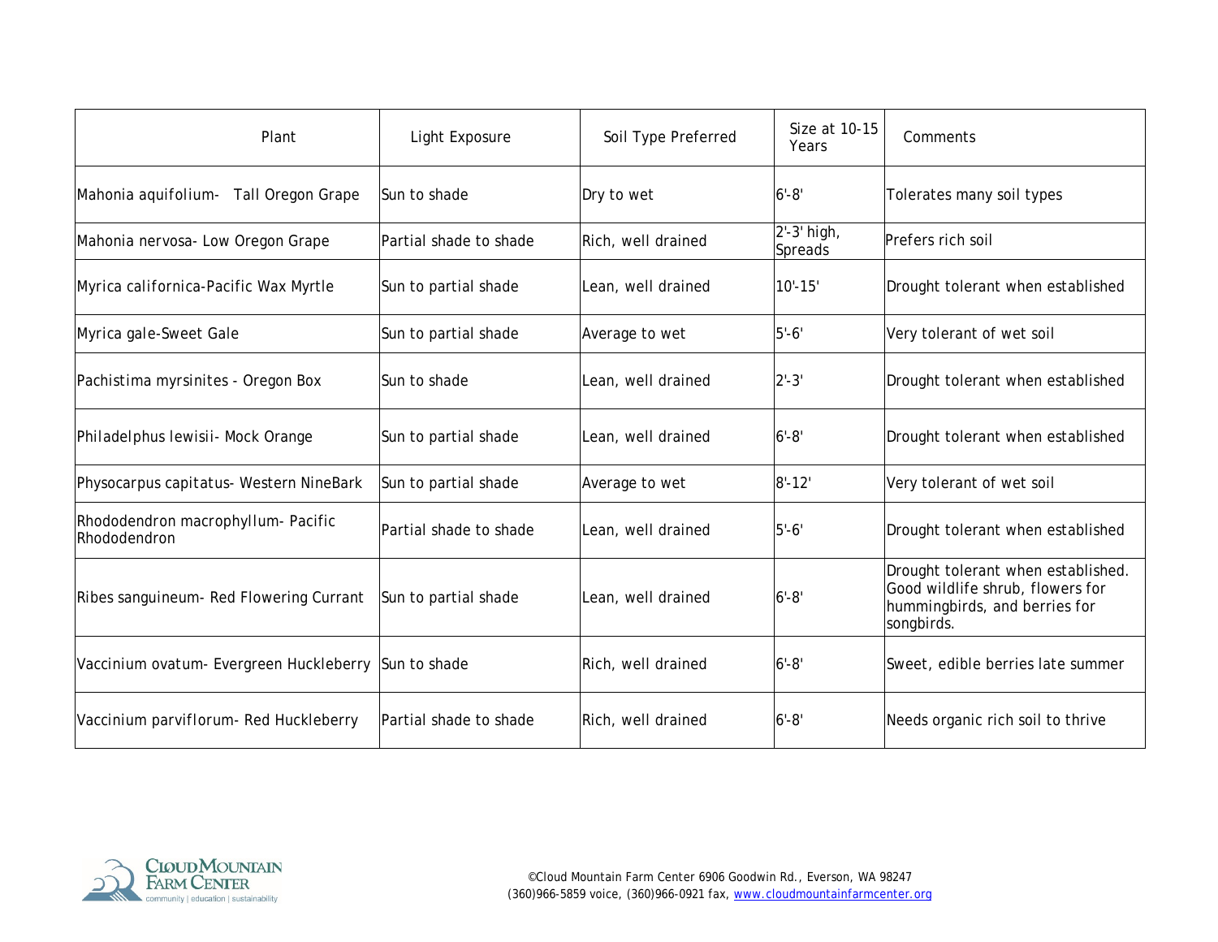| Plant | Light Exposure | Soil Type Preferred | Size at 10-15 Years | Comments |
|---|---|---|---|---|
| Mahonia aquifolium- Tall Oregon Grape | Sun to shade | Dry to wet | 6'-8' | Tolerates many soil types |
| Mahonia nervosa- Low Oregon Grape | Partial shade to shade | Rich, well drained | 2'-3' high, Spreads | Prefers rich soil |
| Myrica californica-Pacific Wax Myrtle | Sun to partial shade | Lean, well drained | 10'-15' | Drought tolerant when established |
| Myrica gale-Sweet Gale | Sun to partial shade | Average to wet | 5'-6' | Very tolerant of wet soil |
| Pachistima myrsinites - Oregon Box | Sun to shade | Lean, well drained | 2'-3' | Drought tolerant when established |
| Philadelphus lewisii- Mock Orange | Sun to partial shade | Lean, well drained | 6'-8' | Drought tolerant when established |
| Physocarpus capitatus- Western NineBark | Sun to partial shade | Average to wet | 8'-12' | Very tolerant of wet soil |
| Rhododendron macrophyllum- Pacific Rhododendron | Partial shade to shade | Lean, well drained | 5'-6' | Drought tolerant when established |
| Ribes sanguineum- Red Flowering Currant | Sun to partial shade | Lean, well drained | 6'-8' | Drought tolerant when established. Good wildlife shrub, flowers for hummingbirds, and berries for songbirds. |
| Vaccinium ovatum- Evergreen Huckleberry | Sun to shade | Rich, well drained | 6'-8' | Sweet, edible berries late summer |
| Vaccinium parviflorum- Red Huckleberry | Partial shade to shade | Rich, well drained | 6'-8' | Needs organic rich soil to thrive |

©Cloud Mountain Farm Center 6906 Goodwin Rd., Everson, WA 98247
(360)966-5859 voice, (360)966-0921 fax, www.cloudmountainfarmcenter.org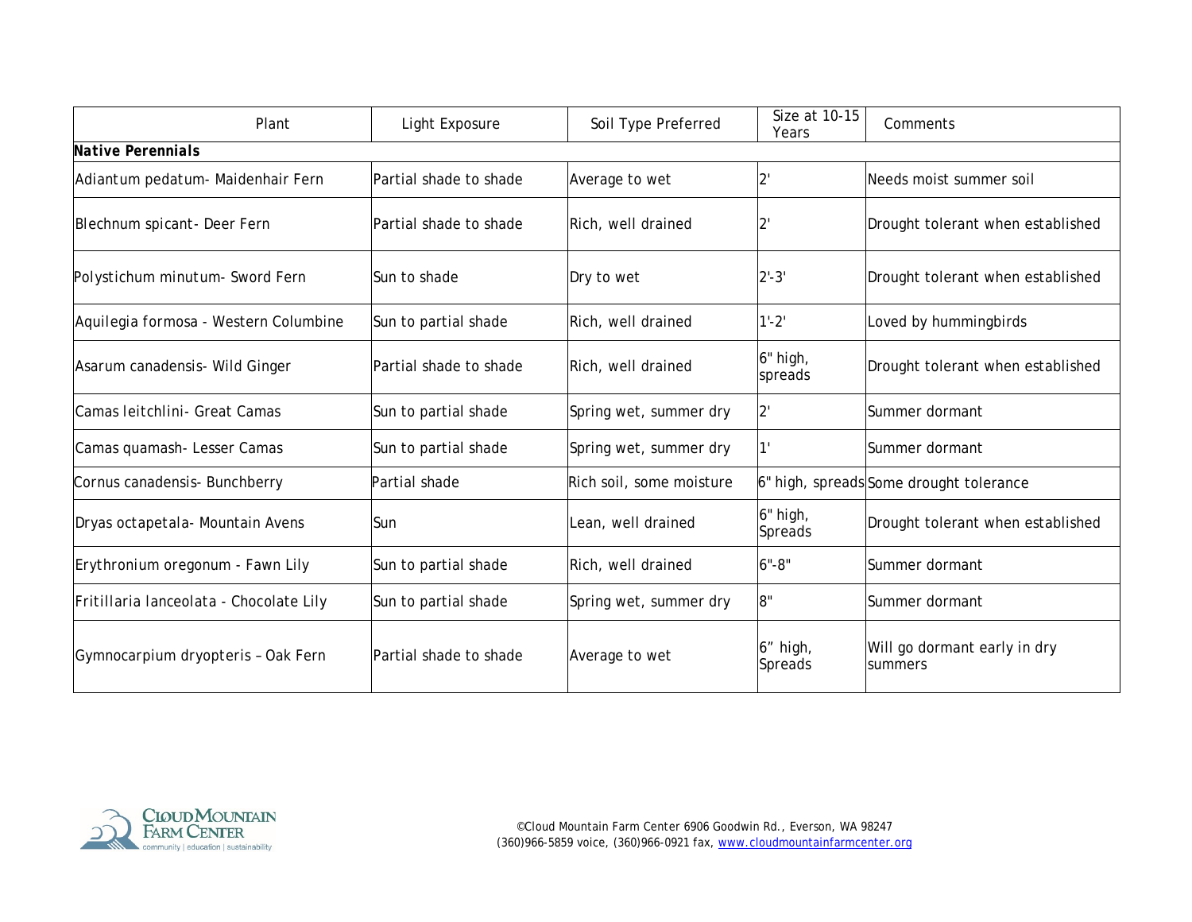| Plant | Light Exposure | Soil Type Preferred | Size at 10-15 Years | Comments |
|---|---|---|---|---|
| **Native Perennials** | | | | |
| Adiantum pedatum- Maidenhair Fern | Partial shade to shade | Average to wet | 2' | Needs moist summer soil |
| Blechnum spicant- Deer Fern | Partial shade to shade | Rich, well drained | 2' | Drought tolerant when established |
| Polystichum minutum- Sword Fern | Sun to shade | Dry to wet | 2'-3' | Drought tolerant when established |
| Aquilegia formosa - Western Columbine | Sun to partial shade | Rich, well drained | 1'-2' | Loved by hummingbirds |
| Asarum canadensis- Wild Ginger | Partial shade to shade | Rich, well drained | 6" high, spreads | Drought tolerant when established |
| Camas leitchlini- Great Camas | Sun to partial shade | Spring wet, summer dry | 2' | Summer dormant |
| Camas quamash- Lesser Camas | Sun to partial shade | Spring wet, summer dry | 1' | Summer dormant |
| Cornus canadensis- Bunchberry | Partial shade | Rich soil, some moisture | 6" high, spreads | Some drought tolerance |
| Dryas octapetala- Mountain Avens | Sun | Lean, well drained | 6" high, Spreads | Drought tolerant when established |
| Erythronium oregonum - Fawn Lily | Sun to partial shade | Rich, well drained | 6"-8" | Summer dormant |
| Fritillaria lanceolata - Chocolate Lily | Sun to partial shade | Spring wet, summer dry | 8" | Summer dormant |
| Gymnocarpium dryopteris – Oak Fern | Partial shade to shade | Average to wet | 6" high, Spreads | Will go dormant early in dry summers |

©Cloud Mountain Farm Center 6906 Goodwin Rd., Everson, WA 98247
(360)966-5859 voice, (360)966-0921 fax, www.cloudmountainfarmcenter.org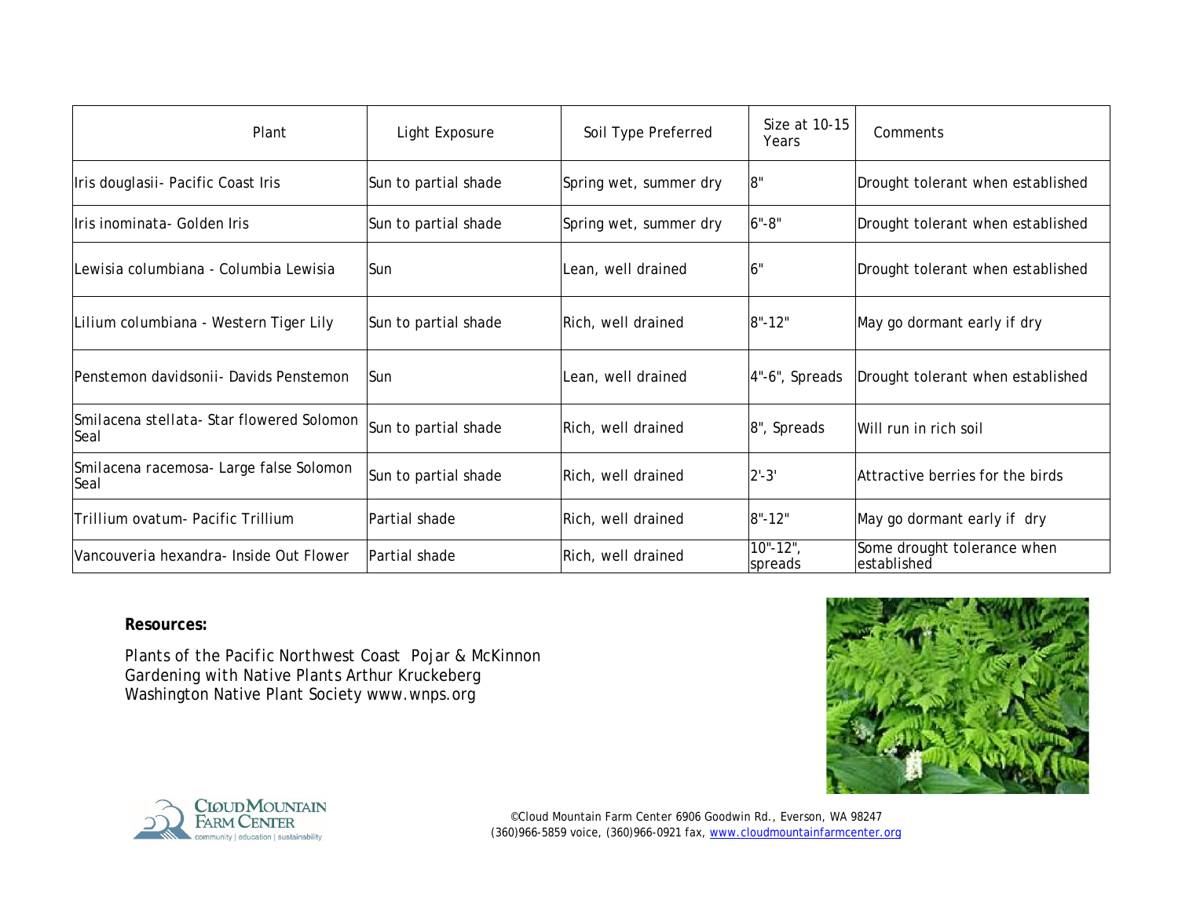| Plant | Light Exposure | Soil Type Preferred | Size at 10-15 Years | Comments |
|---|---|---|---|---|
| Iris douglasii- Pacific Coast Iris | Sun to partial shade | Spring wet, summer dry | 8" | Drought tolerant when established |
| Iris inominata- Golden Iris | Sun to partial shade | Spring wet, summer dry | 6"-8" | Drought tolerant when established |
| Lewisia columbiana - Columbia Lewisia | Sun | Lean, well drained | 6" | Drought tolerant when established |
| Lilium columbiana - Western Tiger Lily | Sun to partial shade | Rich, well drained | 8"-12" | May go dormant early if dry |
| Penstemon davidsonii- Davids Penstemon | Sun | Lean, well drained | 4"-6", Spreads | Drought tolerant when established |
| Smilacena stellata- Star flowered Solomon Seal | Sun to partial shade | Rich, well drained | 8", Spreads | Will run in rich soil |
| Smilacena racemosa- Large false Solomon Seal | Sun to partial shade | Rich, well drained | 2'-3' | Attractive berries for the birds |
| Trillium ovatum- Pacific Trillium | Partial shade | Rich, well drained | 8"-12" | May go dormant early if dry |
| Vancouveria hexandra- Inside Out Flower | Partial shade | Rich, well drained | 10"-12", spreads | Some drought tolerance when established |

**Resources:**

Plants of the Pacific Northwest Coast Pojar & McKinnon
Gardening with Native Plants Arthur Kruckeberg
Washington Native Plant Society www.wnps.org

©Cloud Mountain Farm Center 6906 Goodwin Rd., Everson, WA 98247
(360)966-5859 voice, (360)966-0921 fax, www.cloudmountainfarmcenter.org